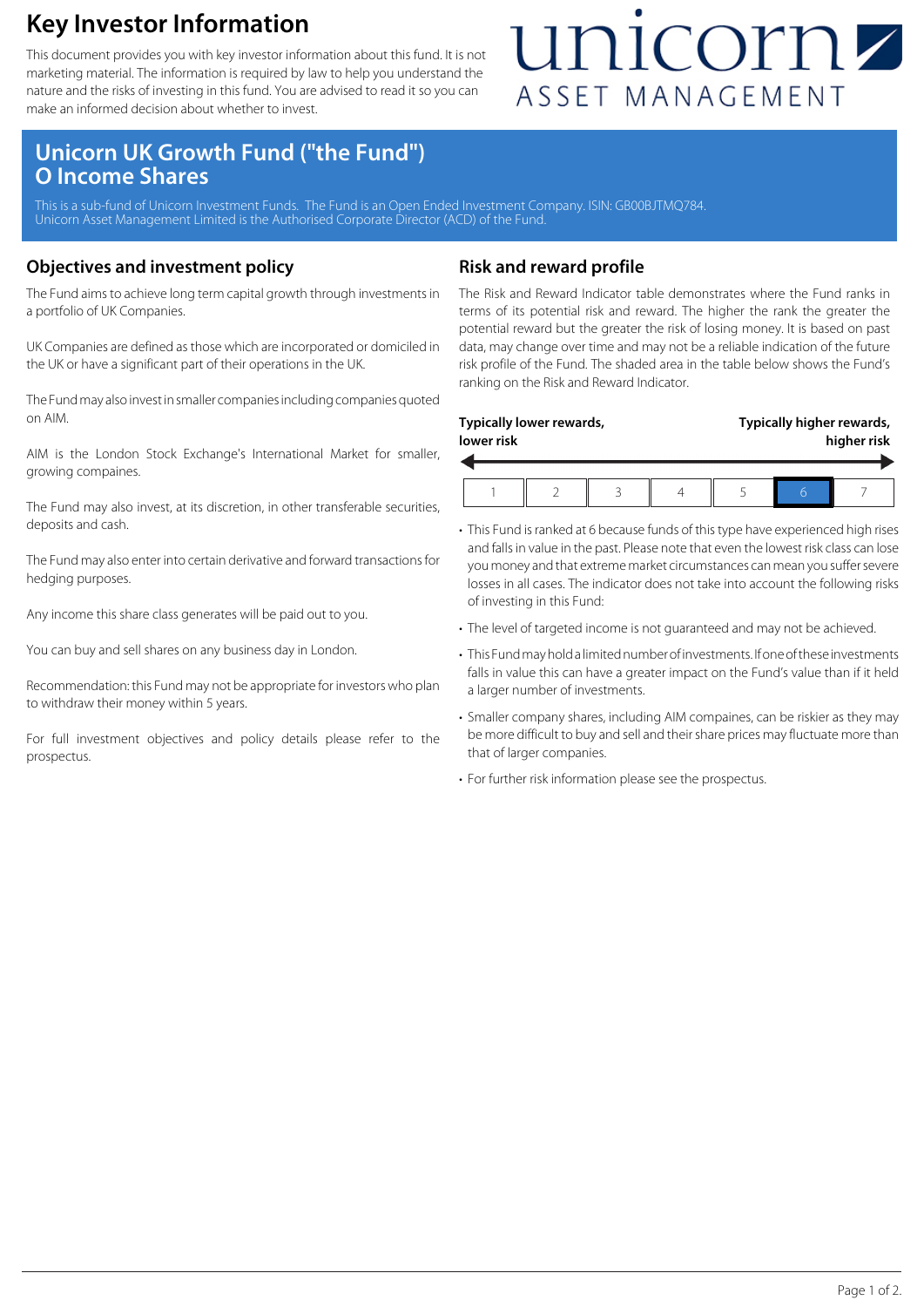# Key Investor Information

This document provides you with key investor information about this fund. It is not marketing material. The information is required by law to help you understand the nature and the risks of investing in this fund. You are advised to read it so you can make an informed decision about whether to invest.

## Unicorn UK Growth Fund ("the Fund") O Income Shares

This is a sub-fund of Unicorn Investment Funds. The Fund is an Open Ended Investment Company. ISIN: GB00BJTMQ784.
Unicorn Asset Management Limited is the Authorised Corporate Director (ACD) of the Fund.

### Objectives and investment policy

The Fund aims to achieve long term capital growth through investments in a portfolio of UK Companies.

UK Companies are defined as those which are incorporated or domiciled in the UK or have a significant part of their operations in the UK.

The Fund may also invest in smaller companies including companies quoted on AIM.

AIM is the London Stock Exchange's International Market for smaller, growing compaines.

The Fund may also invest, at its discretion, in other transferable securities, deposits and cash.

The Fund may also enter into certain derivative and forward transactions for hedging purposes.

Any income this share class generates will be paid out to you.

You can buy and sell shares on any business day in London.

Recommendation: this Fund may not be appropriate for investors who plan to withdraw their money within 5 years.

For full investment objectives and policy details please refer to the prospectus.

### Risk and reward profile

The Risk and Reward Indicator table demonstrates where the Fund ranks in terms of its potential risk and reward. The higher the rank the greater the potential reward but the greater the risk of losing money. It is based on past data, may change over time and may not be a reliable indication of the future risk profile of the Fund. The shaded area in the table below shows the Fund's ranking on the Risk and Reward Indicator.

**Typically lower rewards, lower risk** ← → **Typically higher rewards, higher risk**

| 1 | 2 | 3 | 4 | 5 | **6** | 7 |
|---|---|---|---|---|---|---|

- This Fund is ranked at 6 because funds of this type have experienced high rises and falls in value in the past. Please note that even the lowest risk class can lose you money and that extreme market circumstances can mean you suffer severe losses in all cases. The indicator does not take into account the following risks of investing in this Fund:
- The level of targeted income is not guaranteed and may not be achieved.
- This Fund may hold a limited number of investments. If one of these investments falls in value this can have a greater impact on the Fund's value than if it held a larger number of investments.
- Smaller company shares, including AIM compaines, can be riskier as they may be more difficult to buy and sell and their share prices may fluctuate more than that of larger companies.
- For further risk information please see the prospectus.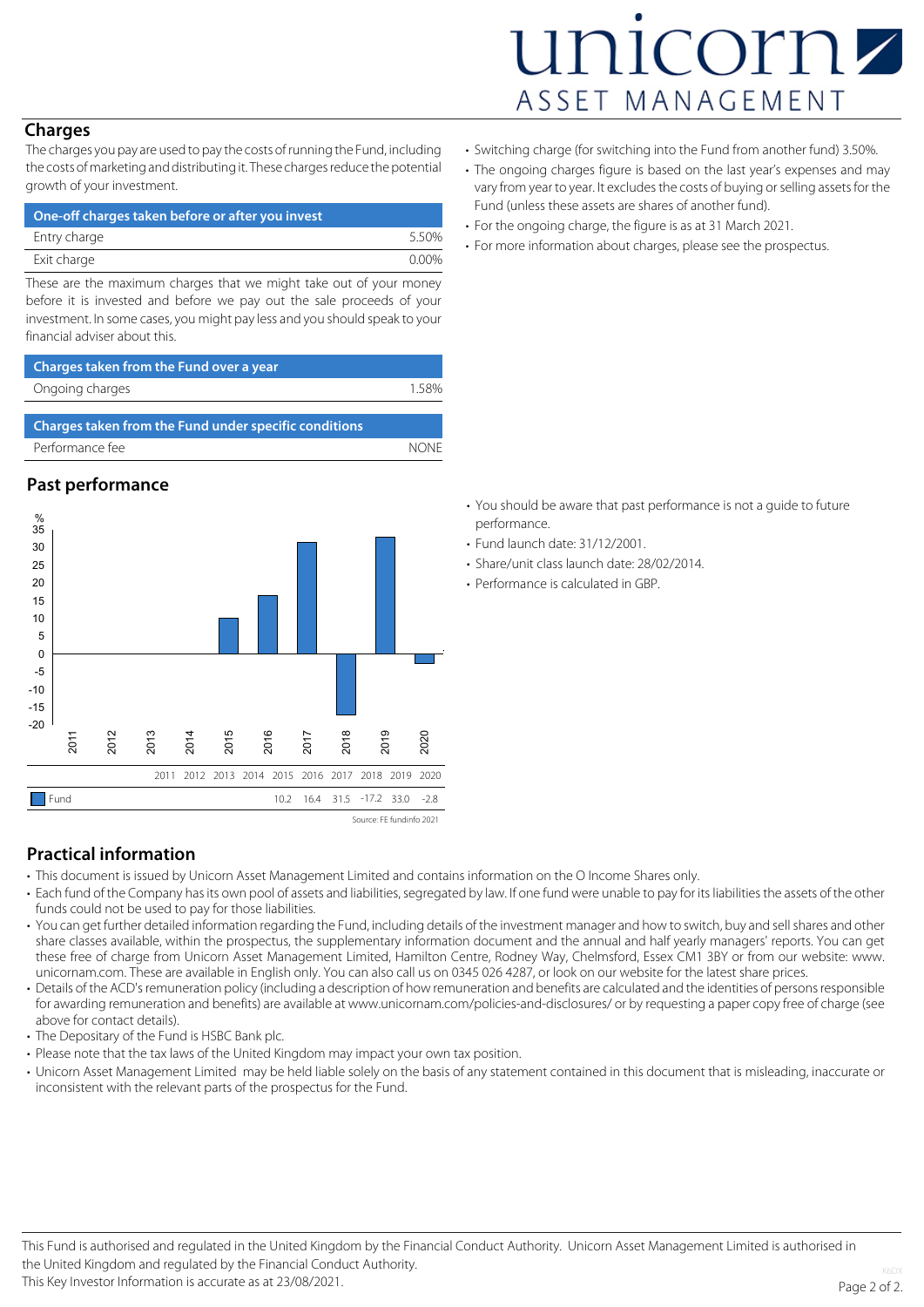## Charges

The charges you pay are used to pay the costs of running the Fund, including the costs of marketing and distributing it. These charges reduce the potential growth of your investment.

| One-off charges taken before or after you invest | |
|---|---|
| Entry charge | 5.50% |
| Exit charge | 0.00% |

These are the maximum charges that we might take out of your money before it is invested and before we pay out the sale proceeds of your investment. In some cases, you might pay less and you should speak to your financial adviser about this.

| Charges taken from the Fund over a year | |
|---|---|
| Ongoing charges | 1.58% |

| Charges taken from the Fund under specific conditions | |
|---|---|
| Performance fee | NONE |

- Switching charge (for switching into the Fund from another fund) 3.50%.
- The ongoing charges figure is based on the last year's expenses and may vary from year to year. It excludes the costs of buying or selling assets for the Fund (unless these assets are shares of another fund).
- For the ongoing charge, the figure is as at 31 March 2021.
- For more information about charges, please see the prospectus.

## Past performance

%
35
30
25
20
15
10
5
0
-5
-10
-15
-20

2011 2012 2013 2014 2015 2016 2017 2018 2019 2020

Fund: 2015 10.2, 2016 16.4, 2017 31.5, 2018 -17.2, 2019 33.0, 2020 -2.8

Source: FE fundinfo 2021

- You should be aware that past performance is not a guide to future performance.
- Fund launch date: 31/12/2001.
- Share/unit class launch date: 28/02/2014.
- Performance is calculated in GBP.

## Practical information

- This document is issued by Unicorn Asset Management Limited and contains information on the O Income Shares only.
- Each fund of the Company has its own pool of assets and liabilities, segregated by law. If one fund were unable to pay for its liabilities the assets of the other funds could not be used to pay for those liabilities.
- You can get further detailed information regarding the Fund, including details of the investment manager and how to switch, buy and sell shares and other share classes available, within the prospectus, the supplementary information document and the annual and half yearly managers' reports. You can get these free of charge from Unicorn Asset Management Limited, Hamilton Centre, Rodney Way, Chelmsford, Essex CM1 3BY or from our website: www.unicornam.com. These are available in English only. You can also call us on 0345 026 4287, or look on our website for the latest share prices.
- Details of the ACD's remuneration policy (including a description of how remuneration and benefits are calculated and the identities of persons responsible for awarding remuneration and benefits) are available at www.unicornam.com/policies-and-disclosures/ or by requesting a paper copy free of charge (see above for contact details).
- The Depositary of the Fund is HSBC Bank plc.
- Please note that the tax laws of the United Kingdom may impact your own tax position.
- Unicorn Asset Management Limited may be held liable solely on the basis of any statement contained in this document that is misleading, inaccurate or inconsistent with the relevant parts of the prospectus for the Fund.

This Fund is authorised and regulated in the United Kingdom by the Financial Conduct Authority. Unicorn Asset Management Limited is authorised in the United Kingdom and regulated by the Financial Conduct Authority.
This Key Investor Information is accurate as at 23/08/2021.